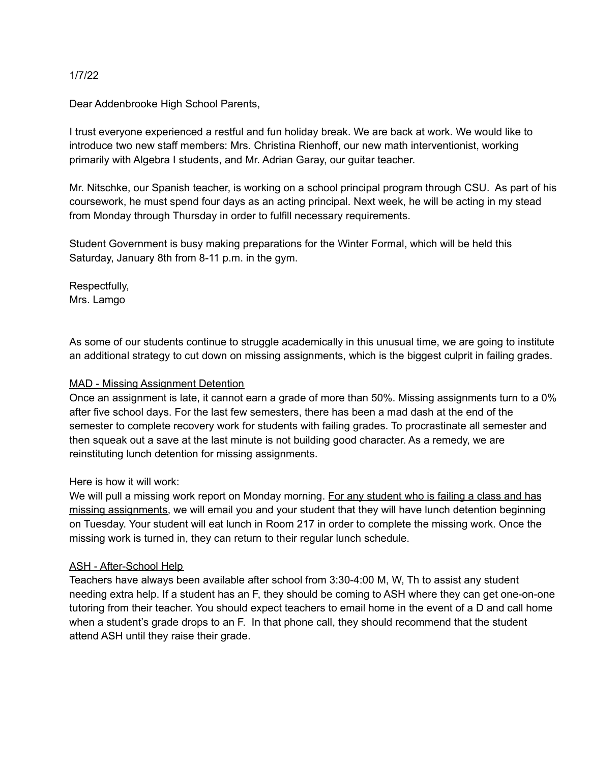1/7/22

Dear Addenbrooke High School Parents,

I trust everyone experienced a restful and fun holiday break. We are back at work. We would like to introduce two new staff members: Mrs. Christina Rienhoff, our new math interventionist, working primarily with Algebra I students, and Mr. Adrian Garay, our guitar teacher.

Mr. Nitschke, our Spanish teacher, is working on a school principal program through CSU. As part of his coursework, he must spend four days as an acting principal. Next week, he will be acting in my stead from Monday through Thursday in order to fulfill necessary requirements.

Student Government is busy making preparations for the Winter Formal, which will be held this Saturday, January 8th from 8-11 p.m. in the gym.

Respectfully,
Mrs. Lamgo

As some of our students continue to struggle academically in this unusual time, we are going to institute an additional strategy to cut down on missing assignments, which is the biggest culprit in failing grades.

<u>MAD - Missing Assignment Detention</u>

Once an assignment is late, it cannot earn a grade of more than 50%. Missing assignments turn to a 0% after five school days. For the last few semesters, there has been a mad dash at the end of the semester to complete recovery work for students with failing grades. To procrastinate all semester and then squeak out a save at the last minute is not building good character. As a remedy, we are reinstituting lunch detention for missing assignments.

Here is how it will work:
We will pull a missing work report on Monday morning. <u>For any student who is failing a class and has missing assignments</u>, we will email you and your student that they will have lunch detention beginning on Tuesday. Your student will eat lunch in Room 217 in order to complete the missing work. Once the missing work is turned in, they can return to their regular lunch schedule.

<u>ASH - After-School Help</u>

Teachers have always been available after school from 3:30-4:00 M, W, Th to assist any student needing extra help. If a student has an F, they should be coming to ASH where they can get one-on-one tutoring from their teacher. You should expect teachers to email home in the event of a D and call home when a student's grade drops to an F. In that phone call, they should recommend that the student attend ASH until they raise their grade.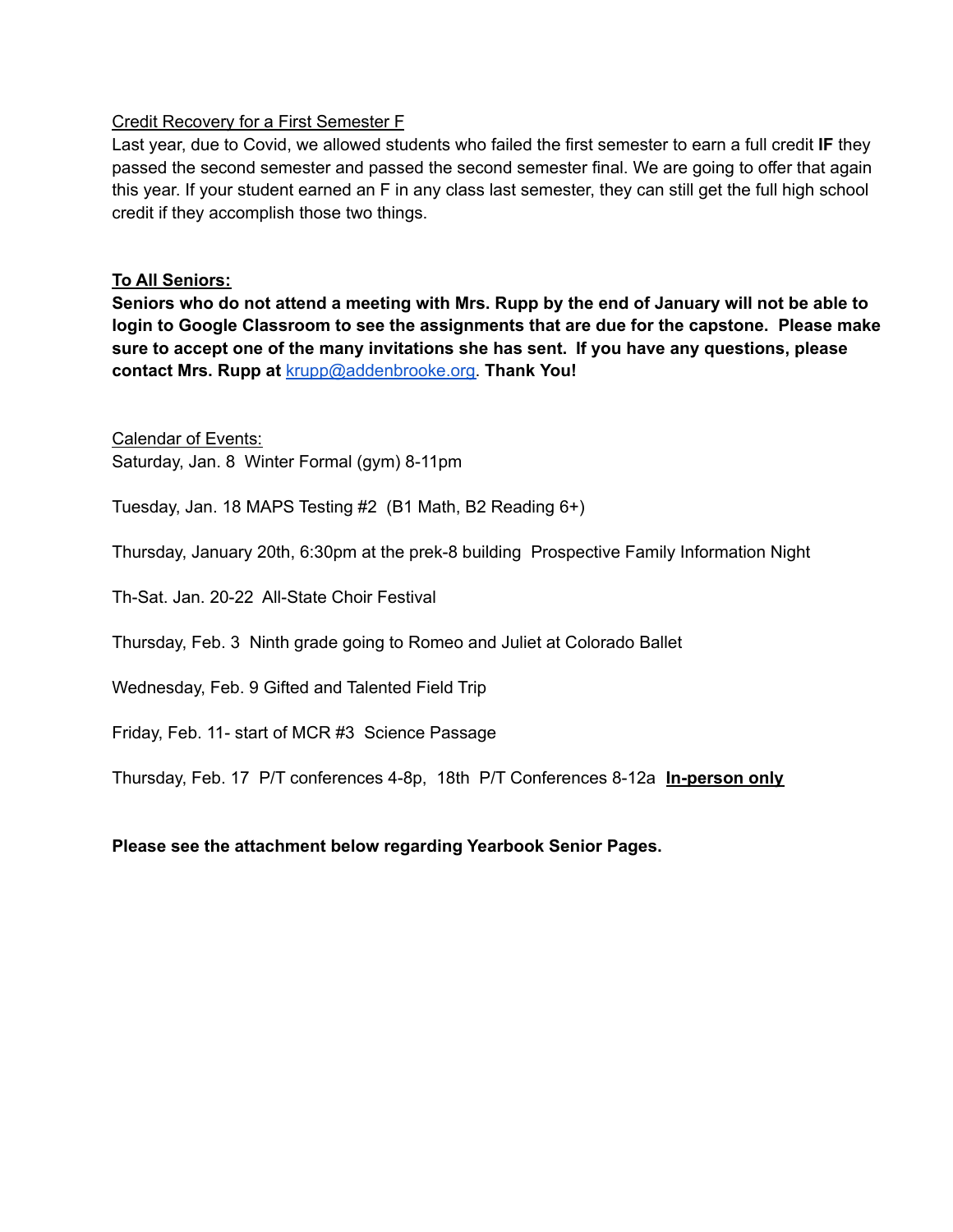Credit Recovery for a First Semester F

Last year, due to Covid, we allowed students who failed the first semester to earn a full credit **IF** they passed the second semester and passed the second semester final. We are going to offer that again this year. If your student earned an F in any class last semester, they can still get the full high school credit if they accomplish those two things.

**To All Seniors:**

**Seniors who do not attend a meeting with Mrs. Rupp by the end of January will not be able to login to Google Classroom to see the assignments that are due for the capstone. Please make sure to accept one of the many invitations she has sent. If you have any questions, please contact Mrs. Rupp at [krupp@addenbrooke.org](mailto:krupp@addenbrooke.org). Thank You!**

Calendar of Events:

Saturday, Jan. 8 Winter Formal (gym) 8-11pm

Tuesday, Jan. 18 MAPS Testing #2 (B1 Math, B2 Reading 6+)

Thursday, January 20th, 6:30pm at the prek-8 building Prospective Family Information Night

Th-Sat. Jan. 20-22 All-State Choir Festival

Thursday, Feb. 3 Ninth grade going to Romeo and Juliet at Colorado Ballet

Wednesday, Feb. 9 Gifted and Talented Field Trip

Friday, Feb. 11- start of MCR #3 Science Passage

Thursday, Feb. 17 P/T conferences 4-8p, 18th P/T Conferences 8-12a **In-person only**

**Please see the attachment below regarding Yearbook Senior Pages.**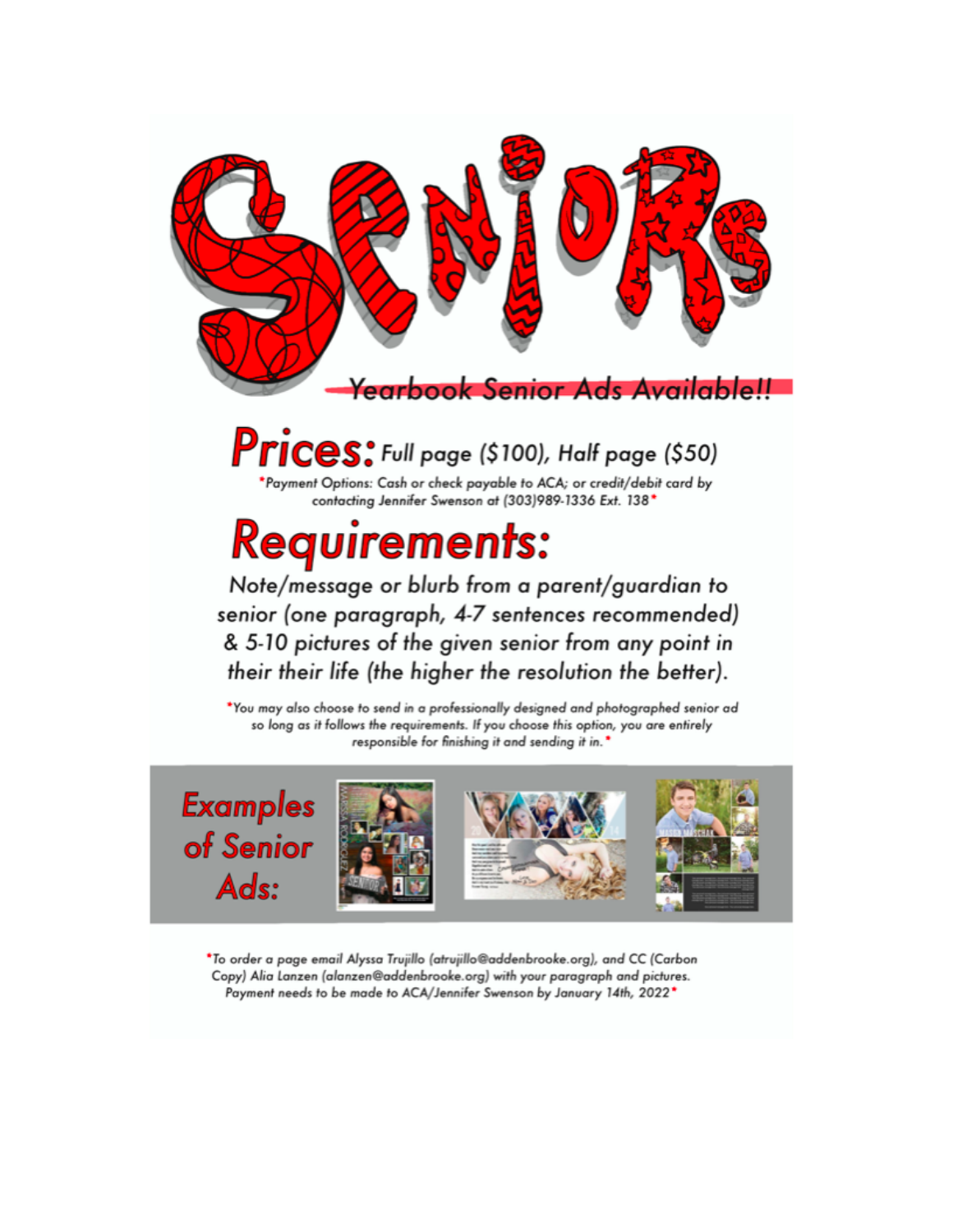# SENIORS

Yearbook Senior Ads Available!!

## Prices: Full page ($100), Half page ($50)

*Payment Options: Cash or check payable to ACA; or credit/debit card by contacting Jennifer Swenson at (303)989-1336 Ext. 138*

## Requirements:

Note/message or blurb from a parent/guardian to senior (one paragraph, 4-7 sentences recommended) & 5-10 pictures of the given senior from any point in their their life (the higher the resolution the better).

*You may also choose to send in a professionally designed and photographed senior ad so long as it follows the requirements. If you choose this option, you are entirely responsible for finishing it and sending it in.*

**Examples of Senior Ads:**

*To order a page email Alyssa Trujillo (atrujillo@addenbrooke.org), and CC (Carbon Copy) Alia Lanzen (alanzen@addenbrooke.org) with your paragraph and pictures. Payment needs to be made to ACA/Jennifer Swenson by January 14th, 2022*